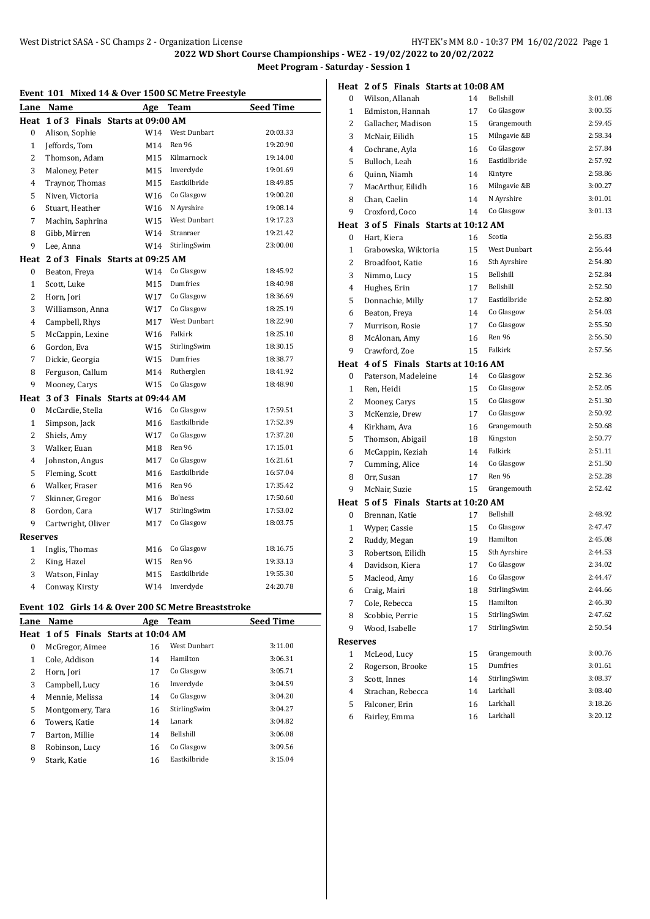**2022 WD Short Course Championships - WE2 - 19/02/2022 to 20/02/2022**

**Meet Program - Saturday - Session 1**

## Event 101 Mixed 14 & Over 1500 SC Metre Freestyle

| Lane | Name | Age | Team | Seed Time |
|---|---|---|---|---|
| **Heat 1 of 3 Finals Starts at 09:00 AM** | | | | |
| 0 | Alison, Sophie | W14 | West Dunbart | 20:03.33 |
| 1 | Jeffords, Tom | M14 | Ren 96 | 19:20.90 |
| 2 | Thomson, Adam | M15 | Kilmarnock | 19:14.00 |
| 3 | Maloney, Peter | M15 | Inverclyde | 19:01.69 |
| 4 | Traynor, Thomas | M15 | Eastkilbride | 18:49.85 |
| 5 | Niven, Victoria | W16 | Co Glasgow | 19:00.20 |
| 6 | Stuart, Heather | W16 | N Ayrshire | 19:08.14 |
| 7 | Machin, Saphrina | W15 | West Dunbart | 19:17.23 |
| 8 | Gibb, Mirren | W14 | Stranraer | 19:21.42 |
| 9 | Lee, Anna | W14 | StirlingSwim | 23:00.00 |
| **Heat 2 of 3 Finals Starts at 09:25 AM** | | | | |
| 0 | Beaton, Freya | W14 | Co Glasgow | 18:45.92 |
| 1 | Scott, Luke | M15 | Dumfries | 18:40.98 |
| 2 | Horn, Jori | W17 | Co Glasgow | 18:36.69 |
| 3 | Williamson, Anna | W17 | Co Glasgow | 18:25.19 |
| 4 | Campbell, Rhys | M17 | West Dunbart | 18:22.90 |
| 5 | McCappin, Lexine | W16 | Falkirk | 18:25.10 |
| 6 | Gordon, Eva | W15 | StirlingSwim | 18:30.15 |
| 7 | Dickie, Georgia | W15 | Dumfries | 18:38.77 |
| 8 | Ferguson, Callum | M14 | Rutherglen | 18:41.92 |
| 9 | Mooney, Carys | W15 | Co Glasgow | 18:48.90 |
| **Heat 3 of 3 Finals Starts at 09:44 AM** | | | | |
| 0 | McCardie, Stella | W16 | Co Glasgow | 17:59.51 |
| 1 | Simpson, Jack | M16 | Eastkilbride | 17:52.39 |
| 2 | Shiels, Amy | W17 | Co Glasgow | 17:37.20 |
| 3 | Walker, Euan | M18 | Ren 96 | 17:15.01 |
| 4 | Johnston, Angus | M17 | Co Glasgow | 16:21.61 |
| 5 | Fleming, Scott | M16 | Eastkilbride | 16:57.04 |
| 6 | Walker, Fraser | M16 | Ren 96 | 17:35.42 |
| 7 | Skinner, Gregor | M16 | Bo'ness | 17:50.60 |
| 8 | Gordon, Cara | W17 | StirlingSwim | 17:53.02 |
| 9 | Cartwright, Oliver | M17 | Co Glasgow | 18:03.75 |
| **Reserves** | | | | |
| 1 | Inglis, Thomas | M16 | Co Glasgow | 18:16.75 |
| 2 | King, Hazel | W15 | Ren 96 | 19:33.13 |
| 3 | Watson, Finlay | M15 | Eastkilbride | 19:55.30 |
| 4 | Conway, Kirsty | W14 | Inverclyde | 24:20.78 |

## Event 102 Girls 14 & Over 200 SC Metre Breaststroke

| Lane | Name | Age | Team | Seed Time |
|---|---|---|---|---|
| **Heat 1 of 5 Finals Starts at 10:04 AM** | | | | |
| 0 | McGregor, Aimee | 16 | West Dunbart | 3:11.00 |
| 1 | Cole, Addison | 14 | Hamilton | 3:06.31 |
| 2 | Horn, Jori | 17 | Co Glasgow | 3:05.71 |
| 3 | Campbell, Lucy | 16 | Inverclyde | 3:04.59 |
| 4 | Mennie, Melissa | 14 | Co Glasgow | 3:04.20 |
| 5 | Montgomery, Tara | 16 | StirlingSwim | 3:04.27 |
| 6 | Towers, Katie | 14 | Lanark | 3:04.82 |
| 7 | Barton, Millie | 14 | Bellshill | 3:06.08 |
| 8 | Robinson, Lucy | 16 | Co Glasgow | 3:09.56 |
| 9 | Stark, Katie | 16 | Eastkilbride | 3:15.04 |
| **Heat 2 of 5 Finals Starts at 10:08 AM** | | | | |
| 0 | Wilson, Allanah | 14 | Bellshill | 3:01.08 |
| 1 | Edmiston, Hannah | 17 | Co Glasgow | 3:00.55 |
| 2 | Gallacher, Madison | 15 | Grangemouth | 2:59.45 |
| 3 | McNair, Eilidh | 15 | Milngavie &B | 2:58.34 |
| 4 | Cochrane, Ayla | 16 | Co Glasgow | 2:57.84 |
| 5 | Bulloch, Leah | 16 | Eastkilbride | 2:57.92 |
| 6 | Quinn, Niamh | 14 | Kintyre | 2:58.86 |
| 7 | MacArthur, Eilidh | 16 | Milngavie &B | 3:00.27 |
| 8 | Chan, Caelin | 14 | N Ayrshire | 3:01.01 |
| 9 | Croxford, Coco | 14 | Co Glasgow | 3:01.13 |
| **Heat 3 of 5 Finals Starts at 10:12 AM** | | | | |
| 0 | Hart, Kiera | 16 | Scotia | 2:56.83 |
| 1 | Grabowska, Wiktoria | 15 | West Dunbart | 2:56.44 |
| 2 | Broadfoot, Katie | 16 | Sth Ayrshire | 2:54.80 |
| 3 | Nimmo, Lucy | 15 | Bellshill | 2:52.84 |
| 4 | Hughes, Erin | 17 | Bellshill | 2:52.50 |
| 5 | Donnachie, Milly | 17 | Eastkilbride | 2:52.80 |
| 6 | Beaton, Freya | 14 | Co Glasgow | 2:54.03 |
| 7 | Murrison, Rosie | 17 | Co Glasgow | 2:55.50 |
| 8 | McAlonan, Amy | 16 | Ren 96 | 2:56.50 |
| 9 | Crawford, Zoe | 15 | Falkirk | 2:57.56 |
| **Heat 4 of 5 Finals Starts at 10:16 AM** | | | | |
| 0 | Paterson, Madeleine | 14 | Co Glasgow | 2:52.36 |
| 1 | Ren, Heidi | 15 | Co Glasgow | 2:52.05 |
| 2 | Mooney, Carys | 15 | Co Glasgow | 2:51.30 |
| 3 | McKenzie, Drew | 17 | Co Glasgow | 2:50.92 |
| 4 | Kirkham, Ava | 16 | Grangemouth | 2:50.68 |
| 5 | Thomson, Abigail | 18 | Kingston | 2:50.77 |
| 6 | McCappin, Keziah | 14 | Falkirk | 2:51.11 |
| 7 | Cumming, Alice | 14 | Co Glasgow | 2:51.50 |
| 8 | Orr, Susan | 17 | Ren 96 | 2:52.28 |
| 9 | McNair, Suzie | 15 | Grangemouth | 2:52.42 |
| **Heat 5 of 5 Finals Starts at 10:20 AM** | | | | |
| 0 | Brennan, Katie | 17 | Bellshill | 2:48.92 |
| 1 | Wyper, Cassie | 15 | Co Glasgow | 2:47.47 |
| 2 | Ruddy, Megan | 19 | Hamilton | 2:45.08 |
| 3 | Robertson, Eilidh | 15 | Sth Ayrshire | 2:44.53 |
| 4 | Davidson, Kiera | 17 | Co Glasgow | 2:34.02 |
| 5 | Macleod, Amy | 16 | Co Glasgow | 2:44.47 |
| 6 | Craig, Mairi | 18 | StirlingSwim | 2:44.66 |
| 7 | Cole, Rebecca | 15 | Hamilton | 2:46.30 |
| 8 | Scobbie, Perrie | 15 | StirlingSwim | 2:47.62 |
| 9 | Wood, Isabelle | 17 | StirlingSwim | 2:50.54 |
| **Reserves** | | | | |
| 1 | McLeod, Lucy | 15 | Grangemouth | 3:00.76 |
| 2 | Rogerson, Brooke | 15 | Dumfries | 3:01.61 |
| 3 | Scott, Innes | 14 | StirlingSwim | 3:08.37 |
| 4 | Strachan, Rebecca | 14 | Larkhall | 3:08.40 |
| 5 | Falconer, Erin | 16 | Larkhall | 3:18.26 |
| 6 | Fairley, Emma | 16 | Larkhall | 3:20.12 |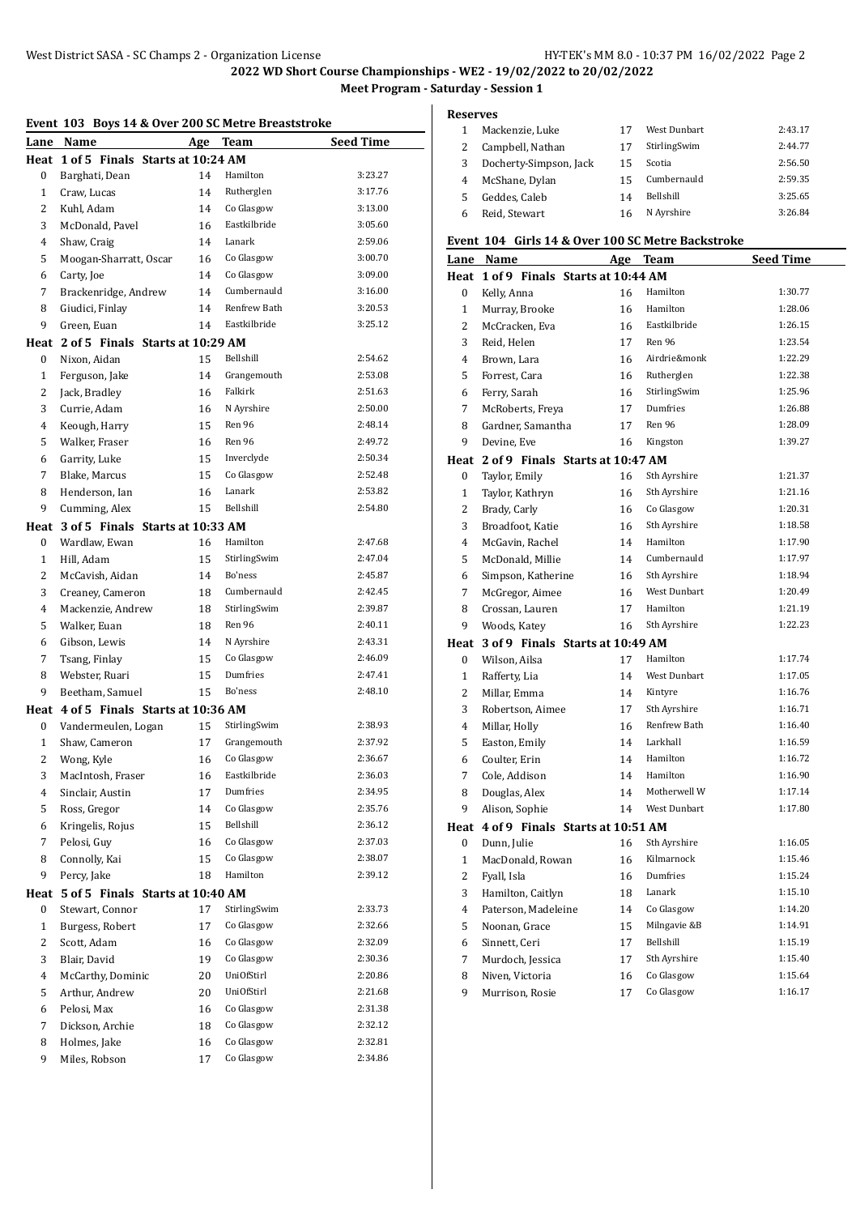# 2022 WD Short Course Championships - WE2 - 19/02/2022 to 20/02/2022

**Meet Program - Saturday - Session 1**

## Event 103 Boys 14 & Over 200 SC Metre Breaststroke

| Lane | Name | Age | Team | Seed Time |
|---|---|---|---|---|
| **Heat 1 of 5 Finals Starts at 10:24 AM** | | | | |
| 0 | Barghati, Dean | 14 | Hamilton | 3:23.27 |
| 1 | Craw, Lucas | 14 | Rutherglen | 3:17.76 |
| 2 | Kuhl, Adam | 14 | Co Glasgow | 3:13.00 |
| 3 | McDonald, Pavel | 16 | Eastkilbride | 3:05.60 |
| 4 | Shaw, Craig | 14 | Lanark | 2:59.06 |
| 5 | Moogan-Sharratt, Oscar | 16 | Co Glasgow | 3:00.70 |
| 6 | Carty, Joe | 14 | Co Glasgow | 3:09.00 |
| 7 | Brackenridge, Andrew | 14 | Cumbernauld | 3:16.00 |
| 8 | Giudici, Finlay | 14 | Renfrew Bath | 3:20.53 |
| 9 | Green, Euan | 14 | Eastkilbride | 3:25.12 |
| **Heat 2 of 5 Finals Starts at 10:29 AM** | | | | |
| 0 | Nixon, Aidan | 15 | Bellshill | 2:54.62 |
| 1 | Ferguson, Jake | 14 | Grangemouth | 2:53.08 |
| 2 | Jack, Bradley | 16 | Falkirk | 2:51.63 |
| 3 | Currie, Adam | 16 | N Ayrshire | 2:50.00 |
| 4 | Keough, Harry | 15 | Ren 96 | 2:48.14 |
| 5 | Walker, Fraser | 16 | Ren 96 | 2:49.72 |
| 6 | Garrity, Luke | 15 | Inverclyde | 2:50.34 |
| 7 | Blake, Marcus | 15 | Co Glasgow | 2:52.48 |
| 8 | Henderson, Ian | 16 | Lanark | 2:53.82 |
| 9 | Cumming, Alex | 15 | Bellshill | 2:54.80 |
| **Heat 3 of 5 Finals Starts at 10:33 AM** | | | | |
| 0 | Wardlaw, Ewan | 16 | Hamilton | 2:47.68 |
| 1 | Hill, Adam | 15 | StirlingSwim | 2:47.04 |
| 2 | McCavish, Aidan | 14 | Bo'ness | 2:45.87 |
| 3 | Creaney, Cameron | 18 | Cumbernauld | 2:42.45 |
| 4 | Mackenzie, Andrew | 18 | StirlingSwim | 2:39.87 |
| 5 | Walker, Euan | 18 | Ren 96 | 2:40.11 |
| 6 | Gibson, Lewis | 14 | N Ayrshire | 2:43.31 |
| 7 | Tsang, Finlay | 15 | Co Glasgow | 2:46.09 |
| 8 | Webster, Ruari | 15 | Dumfries | 2:47.41 |
| 9 | Beetham, Samuel | 15 | Bo'ness | 2:48.10 |
| **Heat 4 of 5 Finals Starts at 10:36 AM** | | | | |
| 0 | Vandermeulen, Logan | 15 | StirlingSwim | 2:38.93 |
| 1 | Shaw, Cameron | 17 | Grangemouth | 2:37.92 |
| 2 | Wong, Kyle | 16 | Co Glasgow | 2:36.67 |
| 3 | MacIntosh, Fraser | 16 | Eastkilbride | 2:36.03 |
| 4 | Sinclair, Austin | 17 | Dumfries | 2:34.95 |
| 5 | Ross, Gregor | 14 | Co Glasgow | 2:35.76 |
| 6 | Kringelis, Rojus | 15 | Bellshill | 2:36.12 |
| 7 | Pelosi, Guy | 16 | Co Glasgow | 2:37.03 |
| 8 | Connolly, Kai | 15 | Co Glasgow | 2:38.07 |
| 9 | Percy, Jake | 18 | Hamilton | 2:39.12 |
| **Heat 5 of 5 Finals Starts at 10:40 AM** | | | | |
| 0 | Stewart, Connor | 17 | StirlingSwim | 2:33.73 |
| 1 | Burgess, Robert | 17 | Co Glasgow | 2:32.66 |
| 2 | Scott, Adam | 16 | Co Glasgow | 2:32.09 |
| 3 | Blair, David | 19 | Co Glasgow | 2:30.36 |
| 4 | McCarthy, Dominic | 20 | UniOfStirl | 2:20.86 |
| 5 | Arthur, Andrew | 20 | UniOfStirl | 2:21.68 |
| 6 | Pelosi, Max | 16 | Co Glasgow | 2:31.38 |
| 7 | Dickson, Archie | 18 | Co Glasgow | 2:32.12 |
| 8 | Holmes, Jake | 16 | Co Glasgow | 2:32.81 |
| 9 | Miles, Robson | 17 | Co Glasgow | 2:34.86 |

**Reserves**

| | Name | Age | Team | Seed Time |
|---|---|---|---|---|
| 1 | Mackenzie, Luke | 17 | West Dunbart | 2:43.17 |
| 2 | Campbell, Nathan | 17 | StirlingSwim | 2:44.77 |
| 3 | Docherty-Simpson, Jack | 15 | Scotia | 2:56.50 |
| 4 | McShane, Dylan | 15 | Cumbernauld | 2:59.35 |
| 5 | Geddes, Caleb | 14 | Bellshill | 3:25.65 |
| 6 | Reid, Stewart | 16 | N Ayrshire | 3:26.84 |

## Event 104 Girls 14 & Over 100 SC Metre Backstroke

| Lane | Name | Age | Team | Seed Time |
|---|---|---|---|---|
| **Heat 1 of 9 Finals Starts at 10:44 AM** | | | | |
| 0 | Kelly, Anna | 16 | Hamilton | 1:30.77 |
| 1 | Murray, Brooke | 16 | Hamilton | 1:28.06 |
| 2 | McCracken, Eva | 16 | Eastkilbride | 1:26.15 |
| 3 | Reid, Helen | 17 | Ren 96 | 1:23.54 |
| 4 | Brown, Lara | 16 | Airdrie&monk | 1:22.29 |
| 5 | Forrest, Cara | 16 | Rutherglen | 1:22.38 |
| 6 | Ferry, Sarah | 16 | StirlingSwim | 1:25.96 |
| 7 | McRoberts, Freya | 17 | Dumfries | 1:26.88 |
| 8 | Gardner, Samantha | 17 | Ren 96 | 1:28.09 |
| 9 | Devine, Eve | 16 | Kingston | 1:39.27 |
| **Heat 2 of 9 Finals Starts at 10:47 AM** | | | | |
| 0 | Taylor, Emily | 16 | Sth Ayrshire | 1:21.37 |
| 1 | Taylor, Kathryn | 16 | Sth Ayrshire | 1:21.16 |
| 2 | Brady, Carly | 16 | Co Glasgow | 1:20.31 |
| 3 | Broadfoot, Katie | 16 | Sth Ayrshire | 1:18.58 |
| 4 | McGavin, Rachel | 14 | Hamilton | 1:17.90 |
| 5 | McDonald, Millie | 14 | Cumbernauld | 1:17.97 |
| 6 | Simpson, Katherine | 16 | Sth Ayrshire | 1:18.94 |
| 7 | McGregor, Aimee | 16 | West Dunbart | 1:20.49 |
| 8 | Crossan, Lauren | 17 | Hamilton | 1:21.19 |
| 9 | Woods, Katey | 16 | Sth Ayrshire | 1:22.23 |
| **Heat 3 of 9 Finals Starts at 10:49 AM** | | | | |
| 0 | Wilson, Ailsa | 17 | Hamilton | 1:17.74 |
| 1 | Rafferty, Lia | 14 | West Dunbart | 1:17.05 |
| 2 | Millar, Emma | 14 | Kintyre | 1:16.76 |
| 3 | Robertson, Aimee | 17 | Sth Ayrshire | 1:16.71 |
| 4 | Millar, Holly | 16 | Renfrew Bath | 1:16.40 |
| 5 | Easton, Emily | 14 | Larkhall | 1:16.59 |
| 6 | Coulter, Erin | 14 | Hamilton | 1:16.72 |
| 7 | Cole, Addison | 14 | Hamilton | 1:16.90 |
| 8 | Douglas, Alex | 14 | Motherwell W | 1:17.14 |
| 9 | Alison, Sophie | 14 | West Dunbart | 1:17.80 |
| **Heat 4 of 9 Finals Starts at 10:51 AM** | | | | |
| 0 | Dunn, Julie | 16 | Sth Ayrshire | 1:16.05 |
| 1 | MacDonald, Rowan | 16 | Kilmarnock | 1:15.46 |
| 2 | Fyall, Isla | 16 | Dumfries | 1:15.24 |
| 3 | Hamilton, Caitlyn | 18 | Lanark | 1:15.10 |
| 4 | Paterson, Madeleine | 14 | Co Glasgow | 1:14.20 |
| 5 | Noonan, Grace | 15 | Milngavie &B | 1:14.91 |
| 6 | Sinnett, Ceri | 17 | Bellshill | 1:15.19 |
| 7 | Murdoch, Jessica | 17 | Sth Ayrshire | 1:15.40 |
| 8 | Niven, Victoria | 16 | Co Glasgow | 1:15.64 |
| 9 | Murrison, Rosie | 17 | Co Glasgow | 1:16.17 |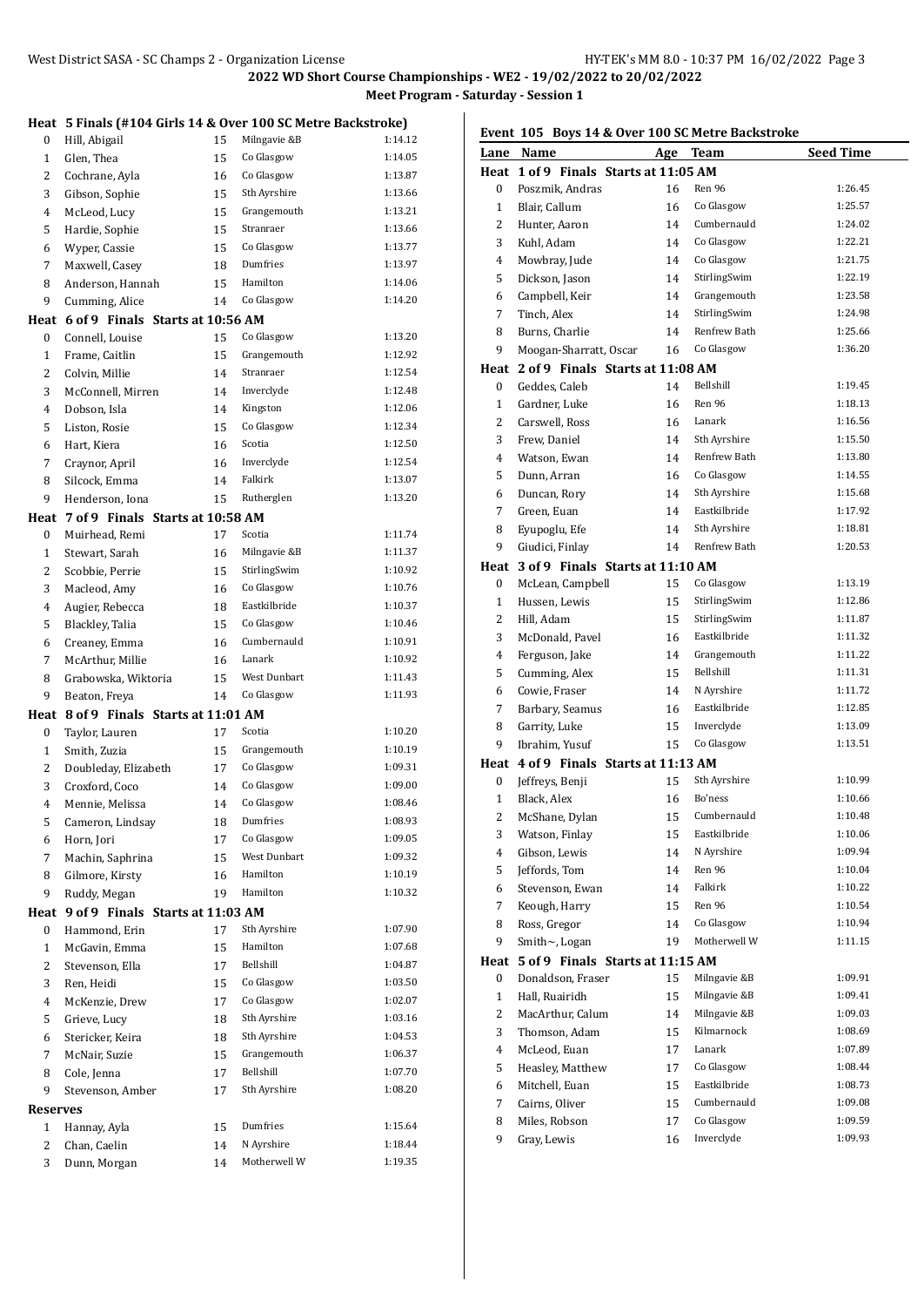## 2022 WD Short Course Championships - WE2 - 19/02/2022 to 20/02/2022

### Meet Program - Saturday - Session 1

**Heat 5 Finals (#104 Girls 14 & Over 100 SC Metre Backstroke)**

| Lane | Name | Age | Team | Seed Time |
|---|---|---|---|---|
| 0 | Hill, Abigail | 15 | Milngavie &B | 1:14.12 |
| 1 | Glen, Thea | 15 | Co Glasgow | 1:14.05 |
| 2 | Cochrane, Ayla | 16 | Co Glasgow | 1:13.87 |
| 3 | Gibson, Sophie | 15 | Sth Ayrshire | 1:13.66 |
| 4 | McLeod, Lucy | 15 | Grangemouth | 1:13.21 |
| 5 | Hardie, Sophie | 15 | Stranraer | 1:13.66 |
| 6 | Wyper, Cassie | 15 | Co Glasgow | 1:13.77 |
| 7 | Maxwell, Casey | 18 | Dumfries | 1:13.97 |
| 8 | Anderson, Hannah | 15 | Hamilton | 1:14.06 |
| 9 | Cumming, Alice | 14 | Co Glasgow | 1:14.20 |

**Heat 6 of 9 Finals Starts at 10:56 AM**

| Lane | Name | Age | Team | Seed Time |
|---|---|---|---|---|
| 0 | Connell, Louise | 15 | Co Glasgow | 1:13.20 |
| 1 | Frame, Caitlin | 15 | Grangemouth | 1:12.92 |
| 2 | Colvin, Millie | 14 | Stranraer | 1:12.54 |
| 3 | McConnell, Mirren | 14 | Inverclyde | 1:12.48 |
| 4 | Dobson, Isla | 14 | Kingston | 1:12.06 |
| 5 | Liston, Rosie | 15 | Co Glasgow | 1:12.34 |
| 6 | Hart, Kiera | 16 | Scotia | 1:12.50 |
| 7 | Craynor, April | 16 | Inverclyde | 1:12.54 |
| 8 | Silcock, Emma | 14 | Falkirk | 1:13.07 |
| 9 | Henderson, Iona | 15 | Rutherglen | 1:13.20 |

**Heat 7 of 9 Finals Starts at 10:58 AM**

| Lane | Name | Age | Team | Seed Time |
|---|---|---|---|---|
| 0 | Muirhead, Remi | 17 | Scotia | 1:11.74 |
| 1 | Stewart, Sarah | 16 | Milngavie &B | 1:11.37 |
| 2 | Scobbie, Perrie | 15 | StirlingSwim | 1:10.92 |
| 3 | Macleod, Amy | 16 | Co Glasgow | 1:10.76 |
| 4 | Augier, Rebecca | 18 | Eastkilbride | 1:10.37 |
| 5 | Blackley, Talia | 15 | Co Glasgow | 1:10.46 |
| 6 | Creaney, Emma | 16 | Cumbernauld | 1:10.91 |
| 7 | McArthur, Millie | 16 | Lanark | 1:10.92 |
| 8 | Grabowska, Wiktoria | 15 | West Dunbart | 1:11.43 |
| 9 | Beaton, Freya | 14 | Co Glasgow | 1:11.93 |

**Heat 8 of 9 Finals Starts at 11:01 AM**

| Lane | Name | Age | Team | Seed Time |
|---|---|---|---|---|
| 0 | Taylor, Lauren | 17 | Scotia | 1:10.20 |
| 1 | Smith, Zuzia | 15 | Grangemouth | 1:10.19 |
| 2 | Doubleday, Elizabeth | 17 | Co Glasgow | 1:09.31 |
| 3 | Croxford, Coco | 14 | Co Glasgow | 1:09.00 |
| 4 | Mennie, Melissa | 14 | Co Glasgow | 1:08.46 |
| 5 | Cameron, Lindsay | 18 | Dumfries | 1:08.93 |
| 6 | Horn, Jori | 17 | Co Glasgow | 1:09.05 |
| 7 | Machin, Saphrina | 15 | West Dunbart | 1:09.32 |
| 8 | Gilmore, Kirsty | 16 | Hamilton | 1:10.19 |
| 9 | Ruddy, Megan | 19 | Hamilton | 1:10.32 |

**Heat 9 of 9 Finals Starts at 11:03 AM**

| Lane | Name | Age | Team | Seed Time |
|---|---|---|---|---|
| 0 | Hammond, Erin | 17 | Sth Ayrshire | 1:07.90 |
| 1 | McGavin, Emma | 15 | Hamilton | 1:07.68 |
| 2 | Stevenson, Ella | 17 | Bellshill | 1:04.87 |
| 3 | Ren, Heidi | 15 | Co Glasgow | 1:03.50 |
| 4 | McKenzie, Drew | 17 | Co Glasgow | 1:02.07 |
| 5 | Grieve, Lucy | 18 | Sth Ayrshire | 1:03.16 |
| 6 | Stericker, Keira | 18 | Sth Ayrshire | 1:04.53 |
| 7 | McNair, Suzie | 15 | Grangemouth | 1:06.37 |
| 8 | Cole, Jenna | 17 | Bellshill | 1:07.70 |
| 9 | Stevenson, Amber | 17 | Sth Ayrshire | 1:08.20 |

**Reserves**

| # | Name | Age | Team | Seed Time |
|---|---|---|---|---|
| 1 | Hannay, Ayla | 15 | Dumfries | 1:15.64 |
| 2 | Chan, Caelin | 14 | N Ayrshire | 1:18.44 |
| 3 | Dunn, Morgan | 14 | Motherwell W | 1:19.35 |

### Event 105 Boys 14 & Over 100 SC Metre Backstroke

**Heat 1 of 9 Finals Starts at 11:05 AM**

| Lane | Name | Age | Team | Seed Time |
|---|---|---|---|---|
| 0 | Poszmik, Andras | 16 | Ren 96 | 1:26.45 |
| 1 | Blair, Callum | 16 | Co Glasgow | 1:25.57 |
| 2 | Hunter, Aaron | 14 | Cumbernauld | 1:24.02 |
| 3 | Kuhl, Adam | 14 | Co Glasgow | 1:22.21 |
| 4 | Mowbray, Jude | 14 | Co Glasgow | 1:21.75 |
| 5 | Dickson, Jason | 14 | StirlingSwim | 1:22.19 |
| 6 | Campbell, Keir | 14 | Grangemouth | 1:23.58 |
| 7 | Tinch, Alex | 14 | StirlingSwim | 1:24.98 |
| 8 | Burns, Charlie | 14 | Renfrew Bath | 1:25.66 |
| 9 | Moogan-Sharratt, Oscar | 16 | Co Glasgow | 1:36.20 |

**Heat 2 of 9 Finals Starts at 11:08 AM**

| Lane | Name | Age | Team | Seed Time |
|---|---|---|---|---|
| 0 | Geddes, Caleb | 14 | Bellshill | 1:19.45 |
| 1 | Gardner, Luke | 16 | Ren 96 | 1:18.13 |
| 2 | Carswell, Ross | 16 | Lanark | 1:16.56 |
| 3 | Frew, Daniel | 14 | Sth Ayrshire | 1:15.50 |
| 4 | Watson, Ewan | 14 | Renfrew Bath | 1:13.80 |
| 5 | Dunn, Arran | 16 | Co Glasgow | 1:14.55 |
| 6 | Duncan, Rory | 14 | Sth Ayrshire | 1:15.68 |
| 7 | Green, Euan | 14 | Eastkilbride | 1:17.92 |
| 8 | Eyupoglu, Efe | 14 | Sth Ayrshire | 1:18.81 |
| 9 | Giudici, Finlay | 14 | Renfrew Bath | 1:20.53 |

**Heat 3 of 9 Finals Starts at 11:10 AM**

| Lane | Name | Age | Team | Seed Time |
|---|---|---|---|---|
| 0 | McLean, Campbell | 15 | Co Glasgow | 1:13.19 |
| 1 | Hussen, Lewis | 15 | StirlingSwim | 1:12.86 |
| 2 | Hill, Adam | 15 | StirlingSwim | 1:11.87 |
| 3 | McDonald, Pavel | 16 | Eastkilbride | 1:11.32 |
| 4 | Ferguson, Jake | 14 | Grangemouth | 1:11.22 |
| 5 | Cumming, Alex | 15 | Bellshill | 1:11.31 |
| 6 | Cowie, Fraser | 14 | N Ayrshire | 1:11.72 |
| 7 | Barbary, Seamus | 16 | Eastkilbride | 1:12.85 |
| 8 | Garrity, Luke | 15 | Inverclyde | 1:13.09 |
| 9 | Ibrahim, Yusuf | 15 | Co Glasgow | 1:13.51 |

**Heat 4 of 9 Finals Starts at 11:13 AM**

| Lane | Name | Age | Team | Seed Time |
|---|---|---|---|---|
| 0 | Jeffreys, Benji | 15 | Sth Ayrshire | 1:10.99 |
| 1 | Black, Alex | 16 | Bo'ness | 1:10.66 |
| 2 | McShane, Dylan | 15 | Cumbernauld | 1:10.48 |
| 3 | Watson, Finlay | 15 | Eastkilbride | 1:10.06 |
| 4 | Gibson, Lewis | 14 | N Ayrshire | 1:09.94 |
| 5 | Jeffords, Tom | 14 | Ren 96 | 1:10.04 |
| 6 | Stevenson, Ewan | 14 | Falkirk | 1:10.22 |
| 7 | Keough, Harry | 15 | Ren 96 | 1:10.54 |
| 8 | Ross, Gregor | 14 | Co Glasgow | 1:10.94 |
| 9 | Smith~, Logan | 19 | Motherwell W | 1:11.15 |

**Heat 5 of 9 Finals Starts at 11:15 AM**

| Lane | Name | Age | Team | Seed Time |
|---|---|---|---|---|
| 0 | Donaldson, Fraser | 15 | Milngavie &B | 1:09.91 |
| 1 | Hall, Ruairidh | 15 | Milngavie &B | 1:09.41 |
| 2 | MacArthur, Calum | 14 | Milngavie &B | 1:09.03 |
| 3 | Thomson, Adam | 15 | Kilmarnock | 1:08.69 |
| 4 | McLeod, Euan | 17 | Lanark | 1:07.89 |
| 5 | Heasley, Matthew | 17 | Co Glasgow | 1:08.44 |
| 6 | Mitchell, Euan | 15 | Eastkilbride | 1:08.73 |
| 7 | Cairns, Oliver | 15 | Cumbernauld | 1:09.08 |
| 8 | Miles, Robson | 17 | Co Glasgow | 1:09.59 |
| 9 | Gray, Lewis | 16 | Inverclyde | 1:09.93 |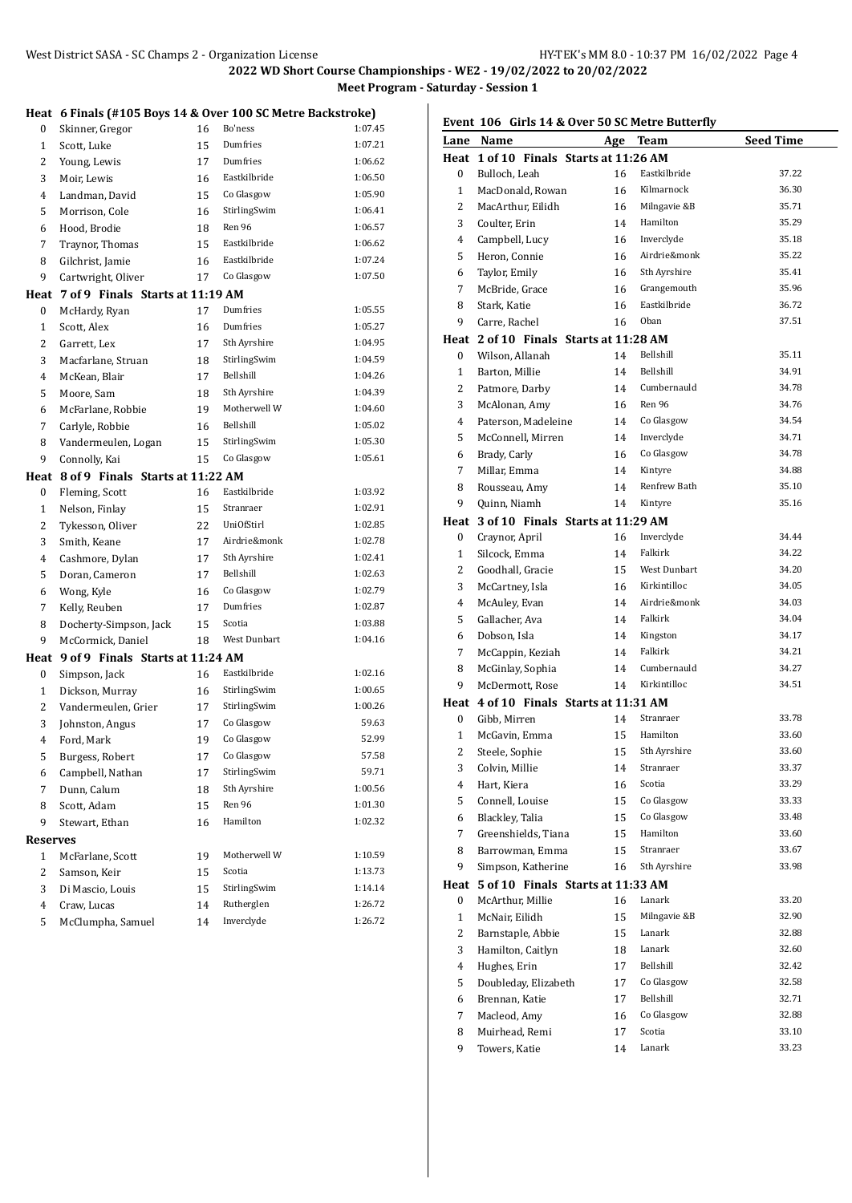**2022 WD Short Course Championships - WE2 - 19/02/2022 to 20/02/2022**

**Meet Program - Saturday - Session 1**

**Heat 6 Finals (#105 Boys 14 & Over 100 SC Metre Backstroke)**

| Lane | Name | Age | Team | Seed Time |
|---|---|---|---|---|
| 0 | Skinner, Gregor | 16 | Bo'ness | 1:07.45 |
| 1 | Scott, Luke | 15 | Dumfries | 1:07.21 |
| 2 | Young, Lewis | 17 | Dumfries | 1:06.62 |
| 3 | Moir, Lewis | 16 | Eastkilbride | 1:06.50 |
| 4 | Landman, David | 15 | Co Glasgow | 1:05.90 |
| 5 | Morrison, Cole | 16 | StirlingSwim | 1:06.41 |
| 6 | Hood, Brodie | 18 | Ren 96 | 1:06.57 |
| 7 | Traynor, Thomas | 15 | Eastkilbride | 1:06.62 |
| 8 | Gilchrist, Jamie | 16 | Eastkilbride | 1:07.24 |
| 9 | Cartwright, Oliver | 17 | Co Glasgow | 1:07.50 |

**Heat 7 of 9 Finals Starts at 11:19 AM**

| Lane | Name | Age | Team | Seed Time |
|---|---|---|---|---|
| 0 | McHardy, Ryan | 17 | Dumfries | 1:05.55 |
| 1 | Scott, Alex | 16 | Dumfries | 1:05.27 |
| 2 | Garrett, Lex | 17 | Sth Ayrshire | 1:04.95 |
| 3 | Macfarlane, Struan | 18 | StirlingSwim | 1:04.59 |
| 4 | McKean, Blair | 17 | Bellshill | 1:04.26 |
| 5 | Moore, Sam | 18 | Sth Ayrshire | 1:04.39 |
| 6 | McFarlane, Robbie | 19 | Motherwell W | 1:04.60 |
| 7 | Carlyle, Robbie | 16 | Bellshill | 1:05.02 |
| 8 | Vandermeulen, Logan | 15 | StirlingSwim | 1:05.30 |
| 9 | Connolly, Kai | 15 | Co Glasgow | 1:05.61 |

**Heat 8 of 9 Finals Starts at 11:22 AM**

| Lane | Name | Age | Team | Seed Time |
|---|---|---|---|---|
| 0 | Fleming, Scott | 16 | Eastkilbride | 1:03.92 |
| 1 | Nelson, Finlay | 15 | Stranraer | 1:02.91 |
| 2 | Tykesson, Oliver | 22 | UniOfStirl | 1:02.85 |
| 3 | Smith, Keane | 17 | Airdrie&monk | 1:02.78 |
| 4 | Cashmore, Dylan | 17 | Sth Ayrshire | 1:02.41 |
| 5 | Doran, Cameron | 17 | Bellshill | 1:02.63 |
| 6 | Wong, Kyle | 16 | Co Glasgow | 1:02.79 |
| 7 | Kelly, Reuben | 17 | Dumfries | 1:02.87 |
| 8 | Docherty-Simpson, Jack | 15 | Scotia | 1:03.88 |
| 9 | McCormick, Daniel | 18 | West Dunbart | 1:04.16 |

**Heat 9 of 9 Finals Starts at 11:24 AM**

| Lane | Name | Age | Team | Seed Time |
|---|---|---|---|---|
| 0 | Simpson, Jack | 16 | Eastkilbride | 1:02.16 |
| 1 | Dickson, Murray | 16 | StirlingSwim | 1:00.65 |
| 2 | Vandermeulen, Grier | 17 | StirlingSwim | 1:00.26 |
| 3 | Johnston, Angus | 17 | Co Glasgow | 59.63 |
| 4 | Ford, Mark | 19 | Co Glasgow | 52.99 |
| 5 | Burgess, Robert | 17 | Co Glasgow | 57.58 |
| 6 | Campbell, Nathan | 17 | StirlingSwim | 59.71 |
| 7 | Dunn, Calum | 18 | Sth Ayrshire | 1:00.56 |
| 8 | Scott, Adam | 15 | Ren 96 | 1:01.30 |
| 9 | Stewart, Ethan | 16 | Hamilton | 1:02.32 |

**Reserves**

| # | Name | Age | Team | Seed Time |
|---|---|---|---|---|
| 1 | McFarlane, Scott | 19 | Motherwell W | 1:10.59 |
| 2 | Samson, Keir | 15 | Scotia | 1:13.73 |
| 3 | Di Mascio, Louis | 15 | StirlingSwim | 1:14.14 |
| 4 | Craw, Lucas | 14 | Rutherglen | 1:26.72 |
| 5 | McClumpha, Samuel | 14 | Inverclyde | 1:26.72 |

**Event 106 Girls 14 & Over 50 SC Metre Butterfly**

**Heat 1 of 10 Finals Starts at 11:26 AM**

| Lane | Name | Age | Team | Seed Time |
|---|---|---|---|---|
| 0 | Bulloch, Leah | 16 | Eastkilbride | 37.22 |
| 1 | MacDonald, Rowan | 16 | Kilmarnock | 36.30 |
| 2 | MacArthur, Eilidh | 16 | Milngavie &B | 35.71 |
| 3 | Coulter, Erin | 14 | Hamilton | 35.29 |
| 4 | Campbell, Lucy | 16 | Inverclyde | 35.18 |
| 5 | Heron, Connie | 16 | Airdrie&monk | 35.22 |
| 6 | Taylor, Emily | 16 | Sth Ayrshire | 35.41 |
| 7 | McBride, Grace | 16 | Grangemouth | 35.96 |
| 8 | Stark, Katie | 16 | Eastkilbride | 36.72 |
| 9 | Carre, Rachel | 16 | Oban | 37.51 |

**Heat 2 of 10 Finals Starts at 11:28 AM**

| Lane | Name | Age | Team | Seed Time |
|---|---|---|---|---|
| 0 | Wilson, Allanah | 14 | Bellshill | 35.11 |
| 1 | Barton, Millie | 14 | Bellshill | 34.91 |
| 2 | Patmore, Darby | 14 | Cumbernauld | 34.78 |
| 3 | McAlonan, Amy | 16 | Ren 96 | 34.76 |
| 4 | Paterson, Madeleine | 14 | Co Glasgow | 34.54 |
| 5 | McConnell, Mirren | 14 | Inverclyde | 34.71 |
| 6 | Brady, Carly | 16 | Co Glasgow | 34.78 |
| 7 | Millar, Emma | 14 | Kintyre | 34.88 |
| 8 | Rousseau, Amy | 14 | Renfrew Bath | 35.10 |
| 9 | Quinn, Niamh | 14 | Kintyre | 35.16 |

**Heat 3 of 10 Finals Starts at 11:29 AM**

| Lane | Name | Age | Team | Seed Time |
|---|---|---|---|---|
| 0 | Craynor, April | 16 | Inverclyde | 34.44 |
| 1 | Silcock, Emma | 14 | Falkirk | 34.22 |
| 2 | Goodhall, Gracie | 15 | West Dunbart | 34.20 |
| 3 | McCartney, Isla | 16 | Kirkintilloc | 34.05 |
| 4 | McAuley, Evan | 14 | Airdrie&monk | 34.03 |
| 5 | Gallacher, Ava | 14 | Falkirk | 34.04 |
| 6 | Dobson, Isla | 14 | Kingston | 34.17 |
| 7 | McCappin, Keziah | 14 | Falkirk | 34.21 |
| 8 | McGinlay, Sophia | 14 | Cumbernauld | 34.27 |
| 9 | McDermott, Rose | 14 | Kirkintilloc | 34.51 |

**Heat 4 of 10 Finals Starts at 11:31 AM**

| Lane | Name | Age | Team | Seed Time |
|---|---|---|---|---|
| 0 | Gibb, Mirren | 14 | Stranraer | 33.78 |
| 1 | McGavin, Emma | 15 | Hamilton | 33.60 |
| 2 | Steele, Sophie | 15 | Sth Ayrshire | 33.60 |
| 3 | Colvin, Millie | 14 | Stranraer | 33.37 |
| 4 | Hart, Kiera | 16 | Scotia | 33.29 |
| 5 | Connell, Louise | 15 | Co Glasgow | 33.33 |
| 6 | Blackley, Talia | 15 | Co Glasgow | 33.48 |
| 7 | Greenshields, Tiana | 15 | Hamilton | 33.60 |
| 8 | Barrowman, Emma | 15 | Stranraer | 33.67 |
| 9 | Simpson, Katherine | 16 | Sth Ayrshire | 33.98 |

**Heat 5 of 10 Finals Starts at 11:33 AM**

| Lane | Name | Age | Team | Seed Time |
|---|---|---|---|---|
| 0 | McArthur, Millie | 16 | Lanark | 33.20 |
| 1 | McNair, Eilidh | 15 | Milngavie &B | 32.90 |
| 2 | Barnstaple, Abbie | 15 | Lanark | 32.88 |
| 3 | Hamilton, Caitlyn | 18 | Lanark | 32.60 |
| 4 | Hughes, Erin | 17 | Bellshill | 32.42 |
| 5 | Doubleday, Elizabeth | 17 | Co Glasgow | 32.58 |
| 6 | Brennan, Katie | 17 | Bellshill | 32.71 |
| 7 | Macleod, Amy | 16 | Co Glasgow | 32.88 |
| 8 | Muirhead, Remi | 17 | Scotia | 33.10 |
| 9 | Towers, Katie | 14 | Lanark | 33.23 |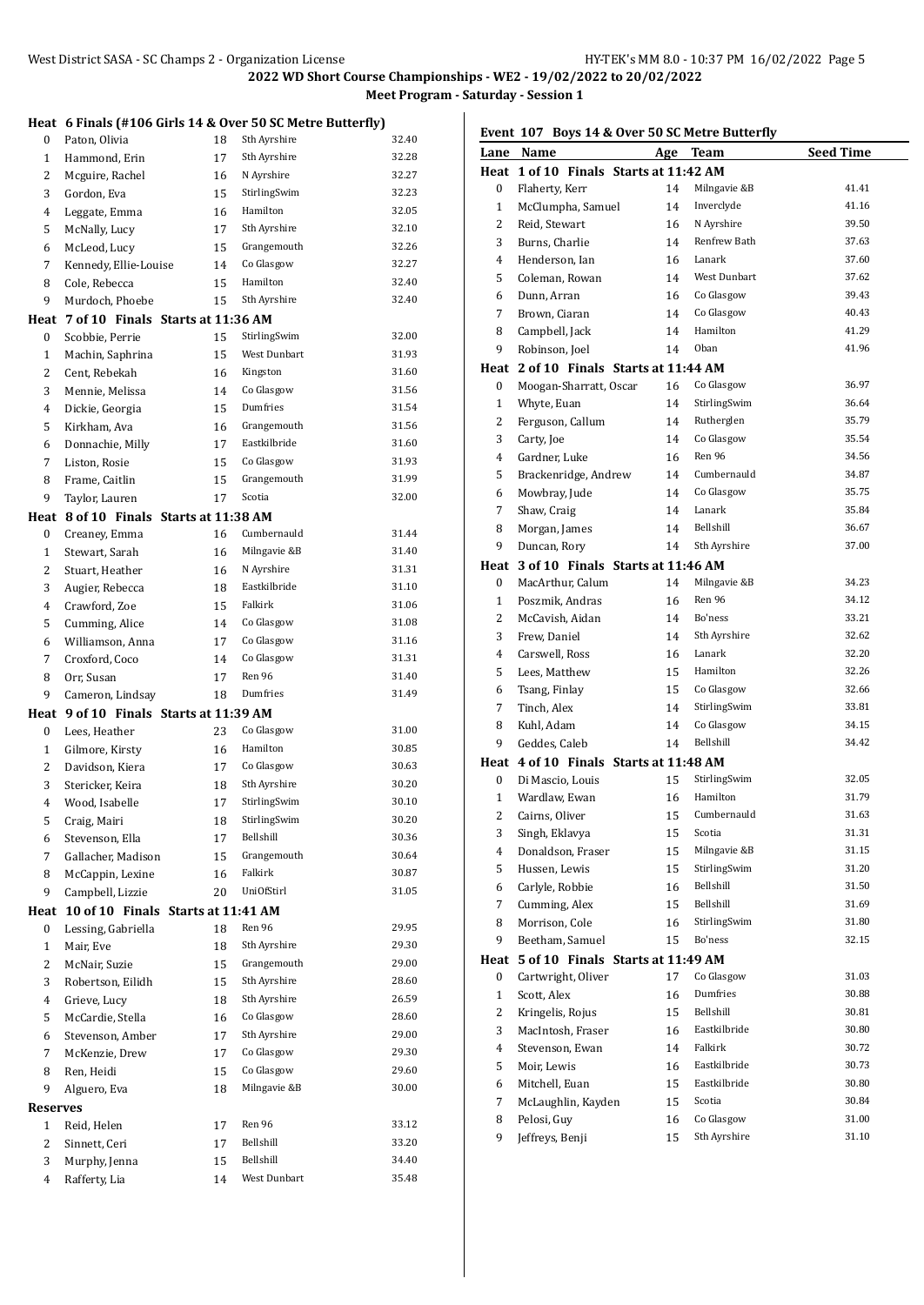# 2022 WD Short Course Championships - WE2 - 19/02/2022 to 20/02/2022

## Meet Program - Saturday - Session 1

### Heat 6 Finals (#106 Girls 14 & Over 50 SC Metre Butterfly)

| Lane | Name | Age | Team | Seed Time |
|---|---|---|---|---|
| 0 | Paton, Olivia | 18 | Sth Ayrshire | 32.40 |
| 1 | Hammond, Erin | 17 | Sth Ayrshire | 32.28 |
| 2 | Mcguire, Rachel | 16 | N Ayrshire | 32.27 |
| 3 | Gordon, Eva | 15 | StirlingSwim | 32.23 |
| 4 | Leggate, Emma | 16 | Hamilton | 32.05 |
| 5 | McNally, Lucy | 17 | Sth Ayrshire | 32.10 |
| 6 | McLeod, Lucy | 15 | Grangemouth | 32.26 |
| 7 | Kennedy, Ellie-Louise | 14 | Co Glasgow | 32.27 |
| 8 | Cole, Rebecca | 15 | Hamilton | 32.40 |
| 9 | Murdoch, Phoebe | 15 | Sth Ayrshire | 32.40 |

### Heat 7 of 10 Finals Starts at 11:36 AM

| Lane | Name | Age | Team | Seed Time |
|---|---|---|---|---|
| 0 | Scobbie, Perrie | 15 | StirlingSwim | 32.00 |
| 1 | Machin, Saphrina | 15 | West Dunbart | 31.93 |
| 2 | Cent, Rebekah | 16 | Kingston | 31.60 |
| 3 | Mennie, Melissa | 14 | Co Glasgow | 31.56 |
| 4 | Dickie, Georgia | 15 | Dumfries | 31.54 |
| 5 | Kirkham, Ava | 16 | Grangemouth | 31.56 |
| 6 | Donnachie, Milly | 17 | Eastkilbride | 31.60 |
| 7 | Liston, Rosie | 15 | Co Glasgow | 31.93 |
| 8 | Frame, Caitlin | 15 | Grangemouth | 31.99 |
| 9 | Taylor, Lauren | 17 | Scotia | 32.00 |

### Heat 8 of 10 Finals Starts at 11:38 AM

| Lane | Name | Age | Team | Seed Time |
|---|---|---|---|---|
| 0 | Creaney, Emma | 16 | Cumbernauld | 31.44 |
| 1 | Stewart, Sarah | 16 | Milngavie &B | 31.40 |
| 2 | Stuart, Heather | 16 | N Ayrshire | 31.31 |
| 3 | Augier, Rebecca | 18 | Eastkilbride | 31.10 |
| 4 | Crawford, Zoe | 15 | Falkirk | 31.06 |
| 5 | Cumming, Alice | 14 | Co Glasgow | 31.08 |
| 6 | Williamson, Anna | 17 | Co Glasgow | 31.16 |
| 7 | Croxford, Coco | 14 | Co Glasgow | 31.31 |
| 8 | Orr, Susan | 17 | Ren 96 | 31.40 |
| 9 | Cameron, Lindsay | 18 | Dumfries | 31.49 |

### Heat 9 of 10 Finals Starts at 11:39 AM

| Lane | Name | Age | Team | Seed Time |
|---|---|---|---|---|
| 0 | Lees, Heather | 23 | Co Glasgow | 31.00 |
| 1 | Gilmore, Kirsty | 16 | Hamilton | 30.85 |
| 2 | Davidson, Kiera | 17 | Co Glasgow | 30.63 |
| 3 | Stericker, Keira | 18 | Sth Ayrshire | 30.20 |
| 4 | Wood, Isabelle | 17 | StirlingSwim | 30.10 |
| 5 | Craig, Mairi | 18 | StirlingSwim | 30.20 |
| 6 | Stevenson, Ella | 17 | Bellshill | 30.36 |
| 7 | Gallacher, Madison | 15 | Grangemouth | 30.64 |
| 8 | McCappin, Lexine | 16 | Falkirk | 30.87 |
| 9 | Campbell, Lizzie | 20 | UniOfStirl | 31.05 |

### Heat 10 of 10 Finals Starts at 11:41 AM

| Lane | Name | Age | Team | Seed Time |
|---|---|---|---|---|
| 0 | Lessing, Gabriella | 18 | Ren 96 | 29.95 |
| 1 | Mair, Eve | 18 | Sth Ayrshire | 29.30 |
| 2 | McNair, Suzie | 15 | Grangemouth | 29.00 |
| 3 | Robertson, Eilidh | 15 | Sth Ayrshire | 28.60 |
| 4 | Grieve, Lucy | 18 | Sth Ayrshire | 26.59 |
| 5 | McCardie, Stella | 16 | Co Glasgow | 28.60 |
| 6 | Stevenson, Amber | 17 | Sth Ayrshire | 29.00 |
| 7 | McKenzie, Drew | 17 | Co Glasgow | 29.30 |
| 8 | Ren, Heidi | 15 | Co Glasgow | 29.60 |
| 9 | Alguero, Eva | 18 | Milngavie &B | 30.00 |

### Reserves

| # | Name | Age | Team | Seed Time |
|---|---|---|---|---|
| 1 | Reid, Helen | 17 | Ren 96 | 33.12 |
| 2 | Sinnett, Ceri | 17 | Bellshill | 33.20 |
| 3 | Murphy, Jenna | 15 | Bellshill | 34.40 |
| 4 | Rafferty, Lia | 14 | West Dunbart | 35.48 |

## Event 107 Boys 14 & Over 50 SC Metre Butterfly

### Heat 1 of 10 Finals Starts at 11:42 AM

| Lane | Name | Age | Team | Seed Time |
|---|---|---|---|---|
| 0 | Flaherty, Kerr | 14 | Milngavie &B | 41.41 |
| 1 | McClumpha, Samuel | 14 | Inverclyde | 41.16 |
| 2 | Reid, Stewart | 16 | N Ayrshire | 39.50 |
| 3 | Burns, Charlie | 14 | Renfrew Bath | 37.63 |
| 4 | Henderson, Ian | 16 | Lanark | 37.60 |
| 5 | Coleman, Rowan | 14 | West Dunbart | 37.62 |
| 6 | Dunn, Arran | 16 | Co Glasgow | 39.43 |
| 7 | Brown, Ciaran | 14 | Co Glasgow | 40.43 |
| 8 | Campbell, Jack | 14 | Hamilton | 41.29 |
| 9 | Robinson, Joel | 14 | Oban | 41.96 |

### Heat 2 of 10 Finals Starts at 11:44 AM

| Lane | Name | Age | Team | Seed Time |
|---|---|---|---|---|
| 0 | Moogan-Sharratt, Oscar | 16 | Co Glasgow | 36.97 |
| 1 | Whyte, Euan | 14 | StirlingSwim | 36.64 |
| 2 | Ferguson, Callum | 14 | Rutherglen | 35.79 |
| 3 | Carty, Joe | 14 | Co Glasgow | 35.54 |
| 4 | Gardner, Luke | 16 | Ren 96 | 34.56 |
| 5 | Brackenridge, Andrew | 14 | Cumbernauld | 34.87 |
| 6 | Mowbray, Jude | 14 | Co Glasgow | 35.75 |
| 7 | Shaw, Craig | 14 | Lanark | 35.84 |
| 8 | Morgan, James | 14 | Bellshill | 36.67 |
| 9 | Duncan, Rory | 14 | Sth Ayrshire | 37.00 |

### Heat 3 of 10 Finals Starts at 11:46 AM

| Lane | Name | Age | Team | Seed Time |
|---|---|---|---|---|
| 0 | MacArthur, Calum | 14 | Milngavie &B | 34.23 |
| 1 | Poszmik, Andras | 16 | Ren 96 | 34.12 |
| 2 | McCavish, Aidan | 14 | Bo'ness | 33.21 |
| 3 | Frew, Daniel | 14 | Sth Ayrshire | 32.62 |
| 4 | Carswell, Ross | 16 | Lanark | 32.20 |
| 5 | Lees, Matthew | 15 | Hamilton | 32.26 |
| 6 | Tsang, Finlay | 15 | Co Glasgow | 32.66 |
| 7 | Tinch, Alex | 14 | StirlingSwim | 33.81 |
| 8 | Kuhl, Adam | 14 | Co Glasgow | 34.15 |
| 9 | Geddes, Caleb | 14 | Bellshill | 34.42 |

### Heat 4 of 10 Finals Starts at 11:48 AM

| Lane | Name | Age | Team | Seed Time |
|---|---|---|---|---|
| 0 | Di Mascio, Louis | 15 | StirlingSwim | 32.05 |
| 1 | Wardlaw, Ewan | 16 | Hamilton | 31.79 |
| 2 | Cairns, Oliver | 15 | Cumbernauld | 31.63 |
| 3 | Singh, Eklavya | 15 | Scotia | 31.31 |
| 4 | Donaldson, Fraser | 15 | Milngavie &B | 31.15 |
| 5 | Hussen, Lewis | 15 | StirlingSwim | 31.20 |
| 6 | Carlyle, Robbie | 16 | Bellshill | 31.50 |
| 7 | Cumming, Alex | 15 | Bellshill | 31.69 |
| 8 | Morrison, Cole | 16 | StirlingSwim | 31.80 |
| 9 | Beetham, Samuel | 15 | Bo'ness | 32.15 |

### Heat 5 of 10 Finals Starts at 11:49 AM

| Lane | Name | Age | Team | Seed Time |
|---|---|---|---|---|
| 0 | Cartwright, Oliver | 17 | Co Glasgow | 31.03 |
| 1 | Scott, Alex | 16 | Dumfries | 30.88 |
| 2 | Kringelis, Rojus | 15 | Bellshill | 30.81 |
| 3 | MacIntosh, Fraser | 16 | Eastkilbride | 30.80 |
| 4 | Stevenson, Ewan | 14 | Falkirk | 30.72 |
| 5 | Moir, Lewis | 16 | Eastkilbride | 30.73 |
| 6 | Mitchell, Euan | 15 | Eastkilbride | 30.80 |
| 7 | McLaughlin, Kayden | 15 | Scotia | 30.84 |
| 8 | Pelosi, Guy | 16 | Co Glasgow | 31.00 |
| 9 | Jeffreys, Benji | 15 | Sth Ayrshire | 31.10 |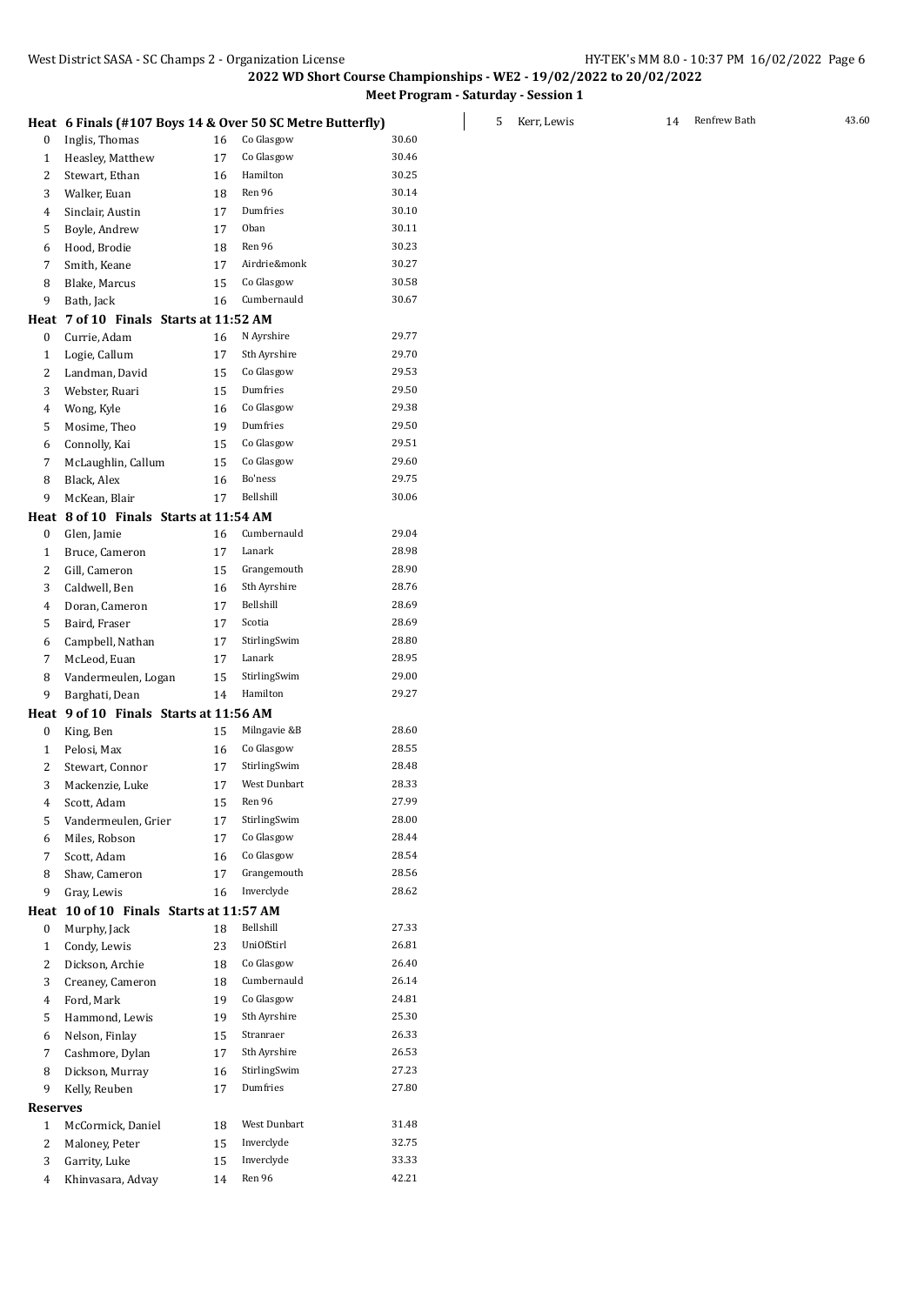# 2022 WD Short Course Championships - WE2 - 19/02/2022 to 20/02/2022

## Meet Program - Saturday - Session 1

### Heat 6 Finals (#107 Boys 14 & Over 50 SC Metre Butterfly)

| | | | | |
|---|---|---|---|---|
| 0 | Inglis, Thomas | 16 | Co Glasgow | 30.60 |
| 1 | Heasley, Matthew | 17 | Co Glasgow | 30.46 |
| 2 | Stewart, Ethan | 16 | Hamilton | 30.25 |
| 3 | Walker, Euan | 18 | Ren 96 | 30.14 |
| 4 | Sinclair, Austin | 17 | Dumfries | 30.10 |
| 5 | Boyle, Andrew | 17 | Oban | 30.11 |
| 6 | Hood, Brodie | 18 | Ren 96 | 30.23 |
| 7 | Smith, Keane | 17 | Airdrie&monk | 30.27 |
| 8 | Blake, Marcus | 15 | Co Glasgow | 30.58 |
| 9 | Bath, Jack | 16 | Cumbernauld | 30.67 |

### Heat 7 of 10 Finals Starts at 11:52 AM

| | | | | |
|---|---|---|---|---|
| 0 | Currie, Adam | 16 | N Ayrshire | 29.77 |
| 1 | Logie, Callum | 17 | Sth Ayrshire | 29.70 |
| 2 | Landman, David | 15 | Co Glasgow | 29.53 |
| 3 | Webster, Ruari | 15 | Dumfries | 29.50 |
| 4 | Wong, Kyle | 16 | Co Glasgow | 29.38 |
| 5 | Mosime, Theo | 19 | Dumfries | 29.50 |
| 6 | Connolly, Kai | 15 | Co Glasgow | 29.51 |
| 7 | McLaughlin, Callum | 15 | Co Glasgow | 29.60 |
| 8 | Black, Alex | 16 | Bo'ness | 29.75 |
| 9 | McKean, Blair | 17 | Bellshill | 30.06 |

### Heat 8 of 10 Finals Starts at 11:54 AM

| | | | | |
|---|---|---|---|---|
| 0 | Glen, Jamie | 16 | Cumbernauld | 29.04 |
| 1 | Bruce, Cameron | 17 | Lanark | 28.98 |
| 2 | Gill, Cameron | 15 | Grangemouth | 28.90 |
| 3 | Caldwell, Ben | 16 | Sth Ayrshire | 28.76 |
| 4 | Doran, Cameron | 17 | Bellshill | 28.69 |
| 5 | Baird, Fraser | 17 | Scotia | 28.69 |
| 6 | Campbell, Nathan | 17 | StirlingSwim | 28.80 |
| 7 | McLeod, Euan | 17 | Lanark | 28.95 |
| 8 | Vandermeulen, Logan | 15 | StirlingSwim | 29.00 |
| 9 | Barghati, Dean | 14 | Hamilton | 29.27 |

### Heat 9 of 10 Finals Starts at 11:56 AM

| | | | | |
|---|---|---|---|---|
| 0 | King, Ben | 15 | Milngavie &B | 28.60 |
| 1 | Pelosi, Max | 16 | Co Glasgow | 28.55 |
| 2 | Stewart, Connor | 17 | StirlingSwim | 28.48 |
| 3 | Mackenzie, Luke | 17 | West Dunbart | 28.33 |
| 4 | Scott, Adam | 15 | Ren 96 | 27.99 |
| 5 | Vandermeulen, Grier | 17 | StirlingSwim | 28.00 |
| 6 | Miles, Robson | 17 | Co Glasgow | 28.44 |
| 7 | Scott, Adam | 16 | Co Glasgow | 28.54 |
| 8 | Shaw, Cameron | 17 | Grangemouth | 28.56 |
| 9 | Gray, Lewis | 16 | Inverclyde | 28.62 |

### Heat 10 of 10 Finals Starts at 11:57 AM

| | | | | |
|---|---|---|---|---|
| 0 | Murphy, Jack | 18 | Bellshill | 27.33 |
| 1 | Condy, Lewis | 23 | UniOfStirl | 26.81 |
| 2 | Dickson, Archie | 18 | Co Glasgow | 26.40 |
| 3 | Creaney, Cameron | 18 | Cumbernauld | 26.14 |
| 4 | Ford, Mark | 19 | Co Glasgow | 24.81 |
| 5 | Hammond, Lewis | 19 | Sth Ayrshire | 25.30 |
| 6 | Nelson, Finlay | 15 | Stranraer | 26.33 |
| 7 | Cashmore, Dylan | 17 | Sth Ayrshire | 26.53 |
| 8 | Dickson, Murray | 16 | StirlingSwim | 27.23 |
| 9 | Kelly, Reuben | 17 | Dumfries | 27.80 |

### Reserves

| | | | | |
|---|---|---|---|---|
| 1 | McCormick, Daniel | 18 | West Dunbart | 31.48 |
| 2 | Maloney, Peter | 15 | Inverclyde | 32.75 |
| 3 | Garrity, Luke | 15 | Inverclyde | 33.33 |
| 4 | Khinvasara, Advay | 14 | Ren 96 | 42.21 |
| 5 | Kerr, Lewis | 14 | Renfrew Bath | 43.60 |